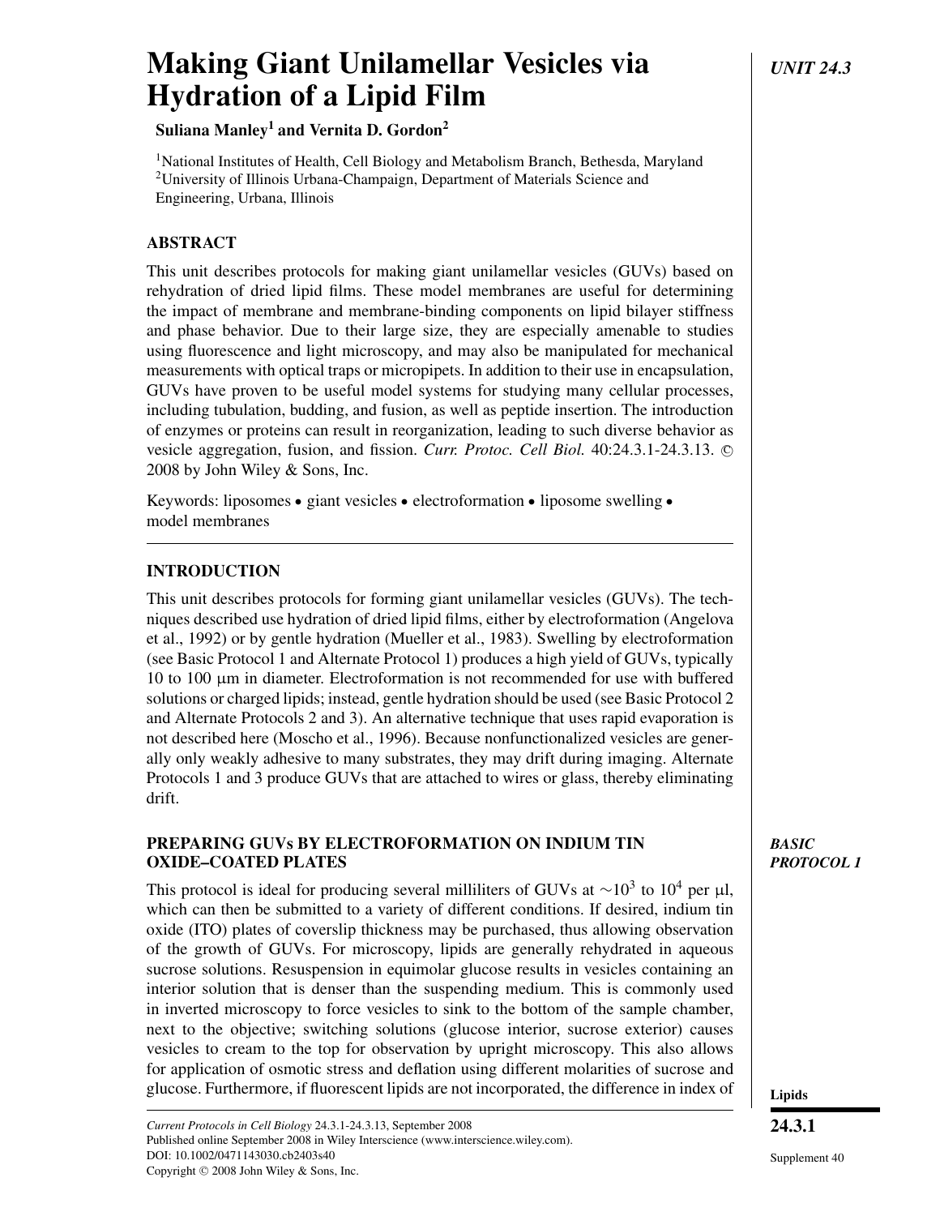# Making Giant Unilamellar Vesicles via Hydration of a Lipid Film

UNIT 24.3

**Suliana Manley[1] and Vernita D. Gordon[2]**

[1]National Institutes of Health, Cell Biology and Metabolism Branch, Bethesda, Maryland
[2]University of Illinois Urbana-Champaign, Department of Materials Science and Engineering, Urbana, Illinois

## ABSTRACT

This unit describes protocols for making giant unilamellar vesicles (GUVs) based on rehydration of dried lipid films. These model membranes are useful for determining the impact of membrane and membrane-binding components on lipid bilayer stiffness and phase behavior. Due to their large size, they are especially amenable to studies using fluorescence and light microscopy, and may also be manipulated for mechanical measurements with optical traps or micropipets. In addition to their use in encapsulation, GUVs have proven to be useful model systems for studying many cellular processes, including tubulation, budding, and fusion, as well as peptide insertion. The introduction of enzymes or proteins can result in reorganization, leading to such diverse behavior as vesicle aggregation, fusion, and fission. *Curr. Protoc. Cell Biol.* 40:24.3.1-24.3.13. © 2008 by John Wiley & Sons, Inc.

Keywords: liposomes • giant vesicles • electroformation • liposome swelling • model membranes

## INTRODUCTION

This unit describes protocols for forming giant unilamellar vesicles (GUVs). The techniques described use hydration of dried lipid films, either by electroformation (Angelova et al., 1992) or by gentle hydration (Mueller et al., 1983). Swelling by electroformation (see Basic Protocol 1 and Alternate Protocol 1) produces a high yield of GUVs, typically 10 to 100 μm in diameter. Electroformation is not recommended for use with buffered solutions or charged lipids; instead, gentle hydration should be used (see Basic Protocol 2 and Alternate Protocols 2 and 3). An alternative technique that uses rapid evaporation is not described here (Moscho et al., 1996). Because nonfunctionalized vesicles are generally only weakly adhesive to many substrates, they may drift during imaging. Alternate Protocols 1 and 3 produce GUVs that are attached to wires or glass, thereby eliminating drift.

## PREPARING GUVs BY ELECTROFORMATION ON INDIUM TIN OXIDE–COATED PLATES

*BASIC PROTOCOL 1*

This protocol is ideal for producing several milliliters of GUVs at $\sim 10^3$ to $10^4$ per μl, which can then be submitted to a variety of different conditions. If desired, indium tin oxide (ITO) plates of coverslip thickness may be purchased, thus allowing observation of the growth of GUVs. For microscopy, lipids are generally rehydrated in aqueous sucrose solutions. Resuspension in equimolar glucose results in vesicles containing an interior solution that is denser than the suspending medium. This is commonly used in inverted microscopy to force vesicles to sink to the bottom of the sample chamber, next to the objective; switching solutions (glucose interior, sucrose exterior) causes vesicles to cream to the top for observation by upright microscopy. This also allows for application of osmotic stress and deflation using different molarities of sucrose and glucose. Furthermore, if fluorescent lipids are not incorporated, the difference in index of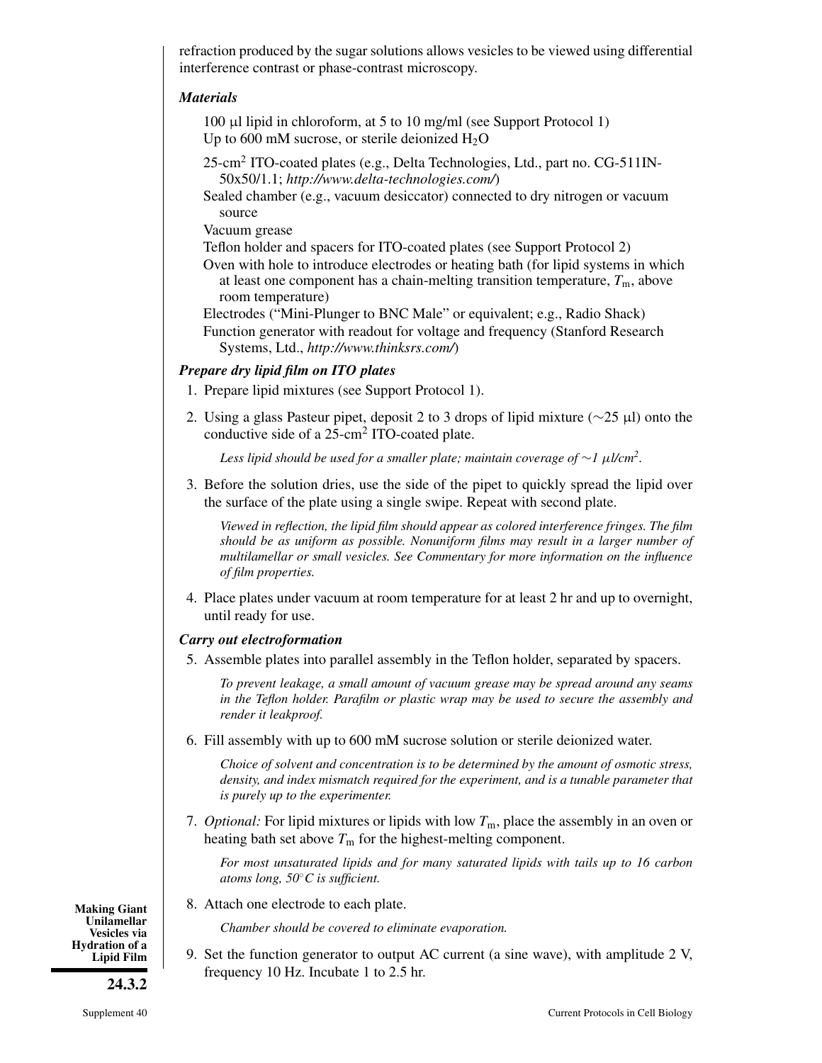refraction produced by the sugar solutions allows vesicles to be viewed using differential interference contrast or phase-contrast microscopy.

### *Materials*

100 μl lipid in chloroform, at 5 to 10 mg/ml (see Support Protocol 1)
Up to 600 mM sucrose, or sterile deionized $H_2O$

25-$cm^2$ ITO-coated plates (e.g., Delta Technologies, Ltd., part no. CG-511IN-50x50/1.1; *http://www.delta-technologies.com/*)
Sealed chamber (e.g., vacuum desiccator) connected to dry nitrogen or vacuum source
Vacuum grease
Teflon holder and spacers for ITO-coated plates (see Support Protocol 2)
Oven with hole to introduce electrodes or heating bath (for lipid systems in which at least one component has a chain-melting transition temperature, $T_m$, above room temperature)
Electrodes ("Mini-Plunger to BNC Male" or equivalent; e.g., Radio Shack)
Function generator with readout for voltage and frequency (Stanford Research Systems, Ltd., *http://www.thinksrs.com/*)

### *Prepare dry lipid film on ITO plates*

1. Prepare lipid mixtures (see Support Protocol 1).

2. Using a glass Pasteur pipet, deposit 2 to 3 drops of lipid mixture (~25 μl) onto the conductive side of a 25-$cm^2$ ITO-coated plate.

   *Less lipid should be used for a smaller plate; maintain coverage of ~1 μl/cm². *

3. Before the solution dries, use the side of the pipet to quickly spread the lipid over the surface of the plate using a single swipe. Repeat with second plate.

   *Viewed in reflection, the lipid film should appear as colored interference fringes. The film should be as uniform as possible. Nonuniform films may result in a larger number of multilamellar or small vesicles. See Commentary for more information on the influence of film properties.*

4. Place plates under vacuum at room temperature for at least 2 hr and up to overnight, until ready for use.

### *Carry out electroformation*

5. Assemble plates into parallel assembly in the Teflon holder, separated by spacers.

   *To prevent leakage, a small amount of vacuum grease may be spread around any seams in the Teflon holder. Parafilm or plastic wrap may be used to secure the assembly and render it leakproof.*

6. Fill assembly with up to 600 mM sucrose solution or sterile deionized water.

   *Choice of solvent and concentration is to be determined by the amount of osmotic stress, density, and index mismatch required for the experiment, and is a tunable parameter that is purely up to the experimenter.*

7. *Optional:* For lipid mixtures or lipids with low $T_m$, place the assembly in an oven or heating bath set above $T_m$ for the highest-melting component.

   *For most unsaturated lipids and for many saturated lipids with tails up to 16 carbon atoms long, 50°C is sufficient.*

8. Attach one electrode to each plate.

   *Chamber should be covered to eliminate evaporation.*

9. Set the function generator to output AC current (a sine wave), with amplitude 2 V, frequency 10 Hz. Incubate 1 to 2.5 hr.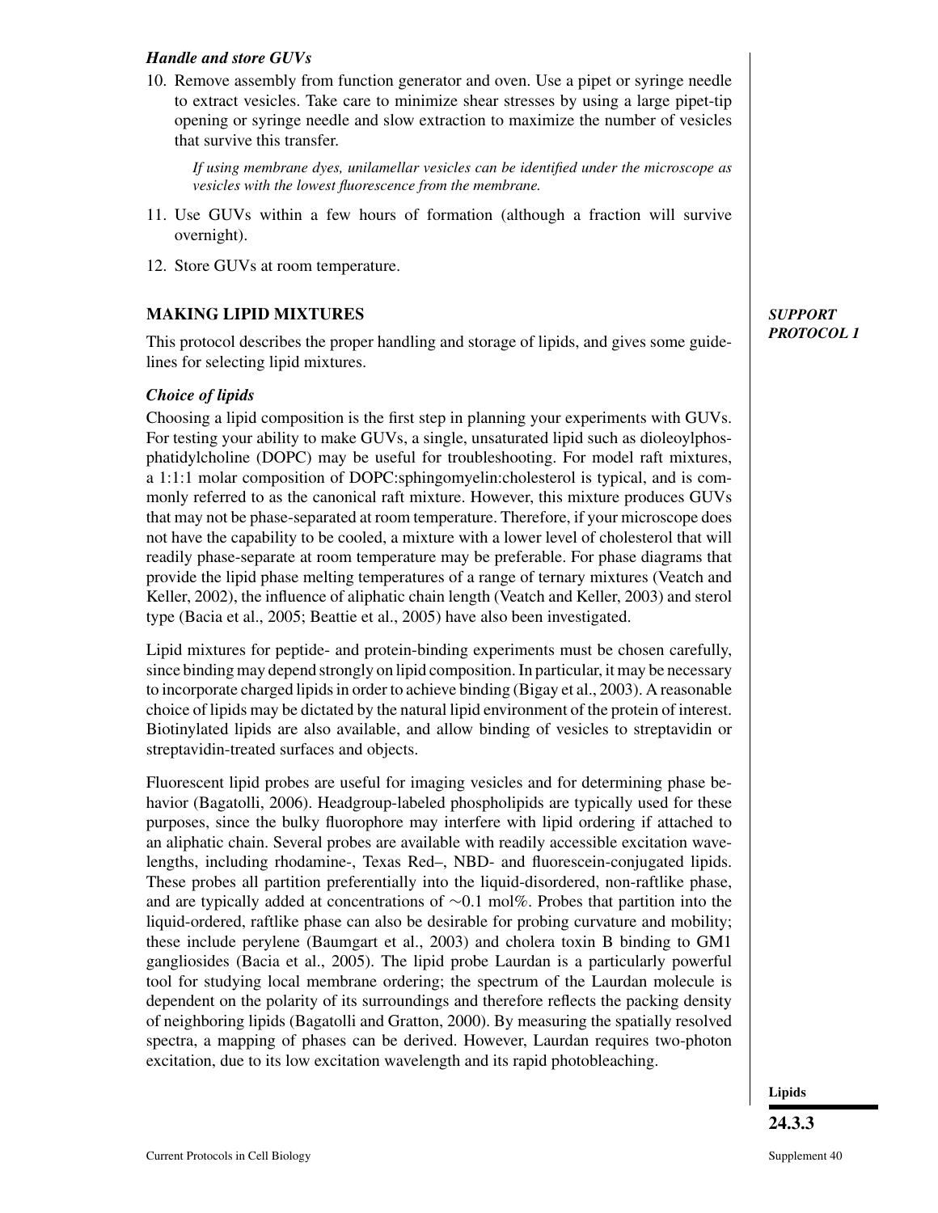### *Handle and store GUVs*

10. Remove assembly from function generator and oven. Use a pipet or syringe needle to extract vesicles. Take care to minimize shear stresses by using a large pipet-tip opening or syringe needle and slow extraction to maximize the number of vesicles that survive this transfer.

    *If using membrane dyes, unilamellar vesicles can be identified under the microscope as vesicles with the lowest fluorescence from the membrane.*

11. Use GUVs within a few hours of formation (although a fraction will survive overnight).

12. Store GUVs at room temperature.

## MAKING LIPID MIXTURES

***SUPPORT PROTOCOL 1***

This protocol describes the proper handling and storage of lipids, and gives some guidelines for selecting lipid mixtures.

### *Choice of lipids*

Choosing a lipid composition is the first step in planning your experiments with GUVs. For testing your ability to make GUVs, a single, unsaturated lipid such as dioleoylphosphatidylcholine (DOPC) may be useful for troubleshooting. For model raft mixtures, a 1:1:1 molar composition of DOPC:sphingomyelin:cholesterol is typical, and is commonly referred to as the canonical raft mixture. However, this mixture produces GUVs that may not be phase-separated at room temperature. Therefore, if your microscope does not have the capability to be cooled, a mixture with a lower level of cholesterol that will readily phase-separate at room temperature may be preferable. For phase diagrams that provide the lipid phase melting temperatures of a range of ternary mixtures (Veatch and Keller, 2002), the influence of aliphatic chain length (Veatch and Keller, 2003) and sterol type (Bacia et al., 2005; Beattie et al., 2005) have also been investigated.

Lipid mixtures for peptide- and protein-binding experiments must be chosen carefully, since binding may depend strongly on lipid composition. In particular, it may be necessary to incorporate charged lipids in order to achieve binding (Bigay et al., 2003). A reasonable choice of lipids may be dictated by the natural lipid environment of the protein of interest. Biotinylated lipids are also available, and allow binding of vesicles to streptavidin or streptavidin-treated surfaces and objects.

Fluorescent lipid probes are useful for imaging vesicles and for determining phase behavior (Bagatolli, 2006). Headgroup-labeled phospholipids are typically used for these purposes, since the bulky fluorophore may interfere with lipid ordering if attached to an aliphatic chain. Several probes are available with readily accessible excitation wavelengths, including rhodamine-, Texas Red–, NBD- and fluorescein-conjugated lipids. These probes all partition preferentially into the liquid-disordered, non-raftlike phase, and are typically added at concentrations of ∼0.1 mol%. Probes that partition into the liquid-ordered, raftlike phase can also be desirable for probing curvature and mobility; these include perylene (Baumgart et al., 2003) and cholera toxin B binding to GM1 gangliosides (Bacia et al., 2005). The lipid probe Laurdan is a particularly powerful tool for studying local membrane ordering; the spectrum of the Laurdan molecule is dependent on the polarity of its surroundings and therefore reflects the packing density of neighboring lipids (Bagatolli and Gratton, 2000). By measuring the spatially resolved spectra, a mapping of phases can be derived. However, Laurdan requires two-photon excitation, due to its low excitation wavelength and its rapid photobleaching.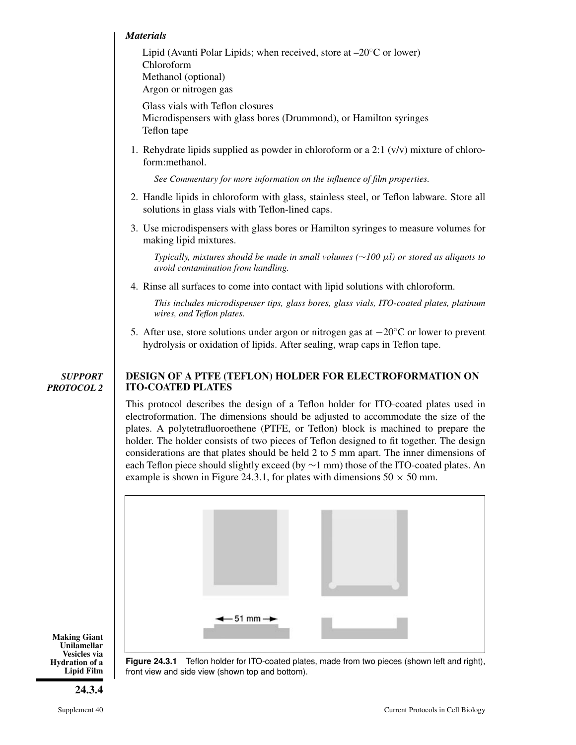*Materials*

Lipid (Avanti Polar Lipids; when received, store at –20°C or lower)
Chloroform
Methanol (optional)
Argon or nitrogen gas

Glass vials with Teflon closures
Microdispensers with glass bores (Drummond), or Hamilton syringes
Teflon tape

1. Rehydrate lipids supplied as powder in chloroform or a 2:1 (v/v) mixture of chloroform:methanol.

   *See Commentary for more information on the influence of film properties.*

2. Handle lipids in chloroform with glass, stainless steel, or Teflon labware. Store all solutions in glass vials with Teflon-lined caps.

3. Use microdispensers with glass bores or Hamilton syringes to measure volumes for making lipid mixtures.

   *Typically, mixtures should be made in small volumes (∼100 μl) or stored as aliquots to avoid contamination from handling.*

4. Rinse all surfaces to come into contact with lipid solutions with chloroform.

   *This includes microdispenser tips, glass bores, glass vials, ITO-coated plates, platinum wires, and Teflon plates.*

5. After use, store solutions under argon or nitrogen gas at −20°C or lower to prevent hydrolysis or oxidation of lipids. After sealing, wrap caps in Teflon tape.

***SUPPORT PROTOCOL 2***

## DESIGN OF A PTFE (TEFLON) HOLDER FOR ELECTROFORMATION ON ITO-COATED PLATES

This protocol describes the design of a Teflon holder for ITO-coated plates used in electroformation. The dimensions should be adjusted to accommodate the size of the plates. A polytetrafluoroethene (PTFE, or Teflon) block is machined to prepare the holder. The holder consists of two pieces of Teflon designed to fit together. The design considerations are that plates should be held 2 to 5 mm apart. The inner dimensions of each Teflon piece should slightly exceed (by ∼1 mm) those of the ITO-coated plates. An example is shown in Figure 24.3.1, for plates with dimensions 50 × 50 mm.

**Figure 24.3.1** Teflon holder for ITO-coated plates, made from two pieces (shown left and right), front view and side view (shown top and bottom).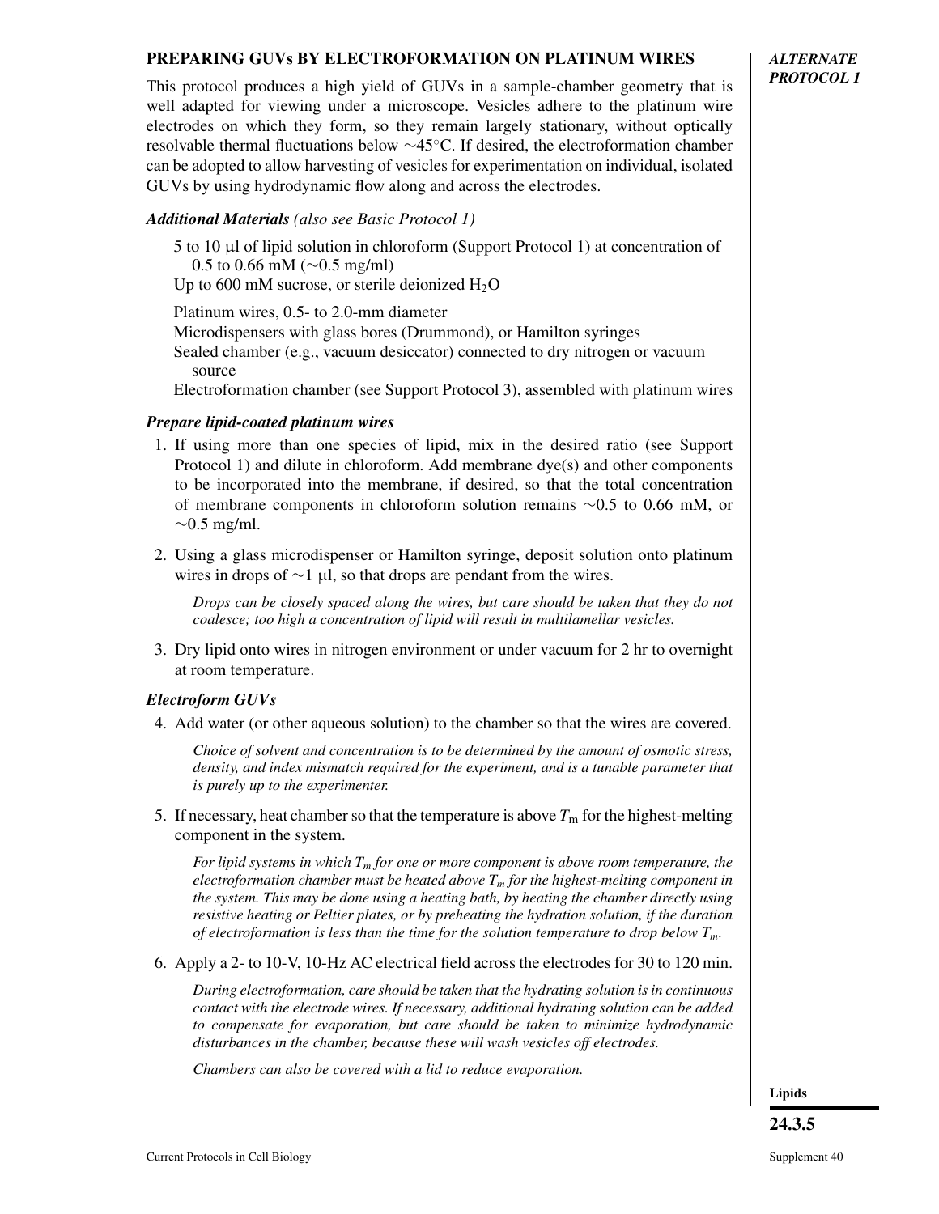## PREPARING GUVs BY ELECTROFORMATION ON PLATINUM WIRES

***ALTERNATE PROTOCOL 1***

This protocol produces a high yield of GUVs in a sample-chamber geometry that is well adapted for viewing under a microscope. Vesicles adhere to the platinum wire electrodes on which they form, so they remain largely stationary, without optically resolvable thermal fluctuations below ~45°C. If desired, the electroformation chamber can be adopted to allow harvesting of vesicles for experimentation on individual, isolated GUVs by using hydrodynamic flow along and across the electrodes.

***Additional Materials*** *(also see Basic Protocol 1)*

5 to 10 μl of lipid solution in chloroform (Support Protocol 1) at concentration of 0.5 to 0.66 mM (~0.5 mg/ml)
Up to 600 mM sucrose, or sterile deionized $H_2O$

Platinum wires, 0.5- to 2.0-mm diameter
Microdispensers with glass bores (Drummond), or Hamilton syringes
Sealed chamber (e.g., vacuum desiccator) connected to dry nitrogen or vacuum source
Electroformation chamber (see Support Protocol 3), assembled with platinum wires

### *Prepare lipid-coated platinum wires*

1. If using more than one species of lipid, mix in the desired ratio (see Support Protocol 1) and dilute in chloroform. Add membrane dye(s) and other components to be incorporated into the membrane, if desired, so that the total concentration of membrane components in chloroform solution remains ~0.5 to 0.66 mM, or ~0.5 mg/ml.

2. Using a glass microdispenser or Hamilton syringe, deposit solution onto platinum wires in drops of ~1 μl, so that drops are pendant from the wires.

   *Drops can be closely spaced along the wires, but care should be taken that they do not coalesce; too high a concentration of lipid will result in multilamellar vesicles.*

3. Dry lipid onto wires in nitrogen environment or under vacuum for 2 hr to overnight at room temperature.

### *Electroform GUVs*

4. Add water (or other aqueous solution) to the chamber so that the wires are covered.

   *Choice of solvent and concentration is to be determined by the amount of osmotic stress, density, and index mismatch required for the experiment, and is a tunable parameter that is purely up to the experimenter.*

5. If necessary, heat chamber so that the temperature is above $T_m$ for the highest-melting component in the system.

   *For lipid systems in which $T_m$ for one or more component is above room temperature, the electroformation chamber must be heated above $T_m$ for the highest-melting component in the system. This may be done using a heating bath, by heating the chamber directly using resistive heating or Peltier plates, or by preheating the hydration solution, if the duration of electroformation is less than the time for the solution temperature to drop below $T_m$.*

6. Apply a 2- to 10-V, 10-Hz AC electrical field across the electrodes for 30 to 120 min.

   *During electroformation, care should be taken that the hydrating solution is in continuous contact with the electrode wires. If necessary, additional hydrating solution can be added to compensate for evaporation, but care should be taken to minimize hydrodynamic disturbances in the chamber, because these will wash vesicles off electrodes.*

   *Chambers can also be covered with a lid to reduce evaporation.*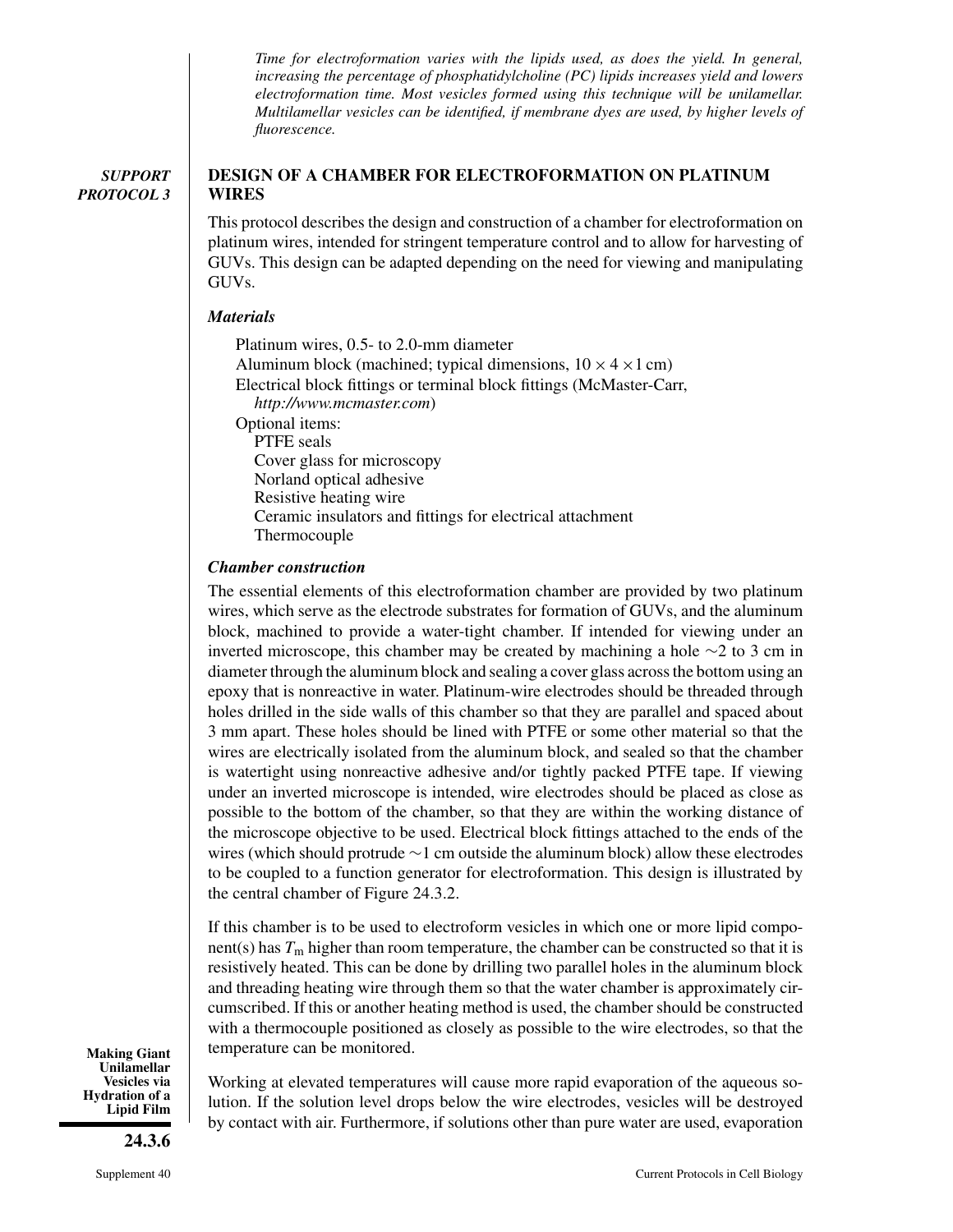*Time for electroformation varies with the lipids used, as does the yield. In general, increasing the percentage of phosphatidylcholine (PC) lipids increases yield and lowers electroformation time. Most vesicles formed using this technique will be unilamellar. Multilamellar vesicles can be identified, if membrane dyes are used, by higher levels of fluorescence.*

***SUPPORT PROTOCOL 3***

## DESIGN OF A CHAMBER FOR ELECTROFORMATION ON PLATINUM WIRES

This protocol describes the design and construction of a chamber for electroformation on platinum wires, intended for stringent temperature control and to allow for harvesting of GUVs. This design can be adapted depending on the need for viewing and manipulating GUVs.

### *Materials*

Platinum wires, 0.5- to 2.0-mm diameter
Aluminum block (machined; typical dimensions, $10 \times 4 \times 1$ cm)
Electrical block fittings or terminal block fittings (McMaster-Carr, *http://www.mcmaster.com*)
Optional items:
- PTFE seals
- Cover glass for microscopy
- Norland optical adhesive
- Resistive heating wire
- Ceramic insulators and fittings for electrical attachment
- Thermocouple

### *Chamber construction*

The essential elements of this electroformation chamber are provided by two platinum wires, which serve as the electrode substrates for formation of GUVs, and the aluminum block, machined to provide a water-tight chamber. If intended for viewing under an inverted microscope, this chamber may be created by machining a hole ~2 to 3 cm in diameter through the aluminum block and sealing a cover glass across the bottom using an epoxy that is nonreactive in water. Platinum-wire electrodes should be threaded through holes drilled in the side walls of this chamber so that they are parallel and spaced about 3 mm apart. These holes should be lined with PTFE or some other material so that the wires are electrically isolated from the aluminum block, and sealed so that the chamber is watertight using nonreactive adhesive and/or tightly packed PTFE tape. If viewing under an inverted microscope is intended, wire electrodes should be placed as close as possible to the bottom of the chamber, so that they are within the working distance of the microscope objective to be used. Electrical block fittings attached to the ends of the wires (which should protrude ~1 cm outside the aluminum block) allow these electrodes to be coupled to a function generator for electroformation. This design is illustrated by the central chamber of Figure 24.3.2.

If this chamber is to be used to electroform vesicles in which one or more lipid component(s) has $T_m$ higher than room temperature, the chamber can be constructed so that it is resistively heated. This can be done by drilling two parallel holes in the aluminum block and threading heating wire through them so that the water chamber is approximately circumscribed. If this or another heating method is used, the chamber should be constructed with a thermocouple positioned as closely as possible to the wire electrodes, so that the temperature can be monitored.

Working at elevated temperatures will cause more rapid evaporation of the aqueous solution. If the solution level drops below the wire electrodes, vesicles will be destroyed by contact with air. Furthermore, if solutions other than pure water are used, evaporation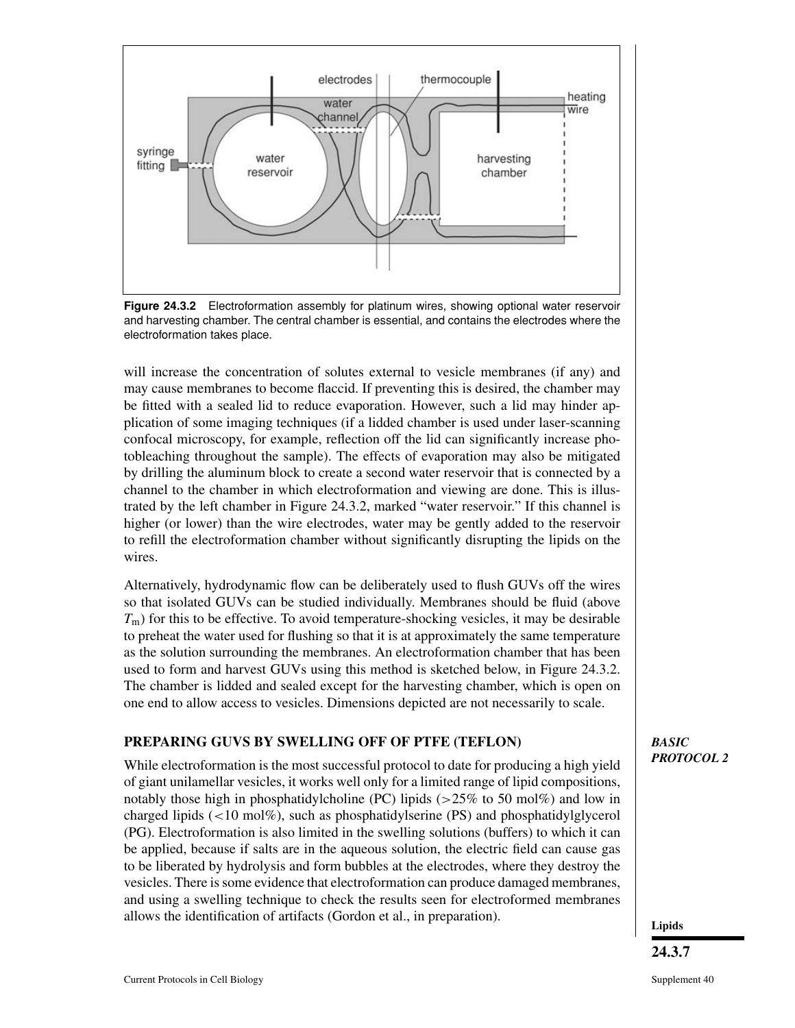**Figure 24.3.2** Electroformation assembly for platinum wires, showing optional water reservoir and harvesting chamber. The central chamber is essential, and contains the electrodes where the electroformation takes place.

will increase the concentration of solutes external to vesicle membranes (if any) and may cause membranes to become flaccid. If preventing this is desired, the chamber may be fitted with a sealed lid to reduce evaporation. However, such a lid may hinder application of some imaging techniques (if a lidded chamber is used under laser-scanning confocal microscopy, for example, reflection off the lid can significantly increase photobleaching throughout the sample). The effects of evaporation may also be mitigated by drilling the aluminum block to create a second water reservoir that is connected by a channel to the chamber in which electroformation and viewing are done. This is illustrated by the left chamber in Figure 24.3.2, marked "water reservoir." If this channel is higher (or lower) than the wire electrodes, water may be gently added to the reservoir to refill the electroformation chamber without significantly disrupting the lipids on the wires.

Alternatively, hydrodynamic flow can be deliberately used to flush GUVs off the wires so that isolated GUVs can be studied individually. Membranes should be fluid (above $T_m$) for this to be effective. To avoid temperature-shocking vesicles, it may be desirable to preheat the water used for flushing so that it is at approximately the same temperature as the solution surrounding the membranes. An electroformation chamber that has been used to form and harvest GUVs using this method is sketched below, in Figure 24.3.2. The chamber is lidded and sealed except for the harvesting chamber, which is open on one end to allow access to vesicles. Dimensions depicted are not necessarily to scale.

## PREPARING GUVS BY SWELLING OFF OF PTFE (TEFLON)

*BASIC PROTOCOL 2*

While electroformation is the most successful protocol to date for producing a high yield of giant unilamellar vesicles, it works well only for a limited range of lipid compositions, notably those high in phosphatidylcholine (PC) lipids (>25% to 50 mol%) and low in charged lipids (<10 mol%), such as phosphatidylserine (PS) and phosphatidylglycerol (PG). Electroformation is also limited in the swelling solutions (buffers) to which it can be applied, because if salts are in the aqueous solution, the electric field can cause gas to be liberated by hydrolysis and form bubbles at the electrodes, where they destroy the vesicles. There is some evidence that electroformation can produce damaged membranes, and using a swelling technique to check the results seen for electroformed membranes allows the identification of artifacts (Gordon et al., in preparation).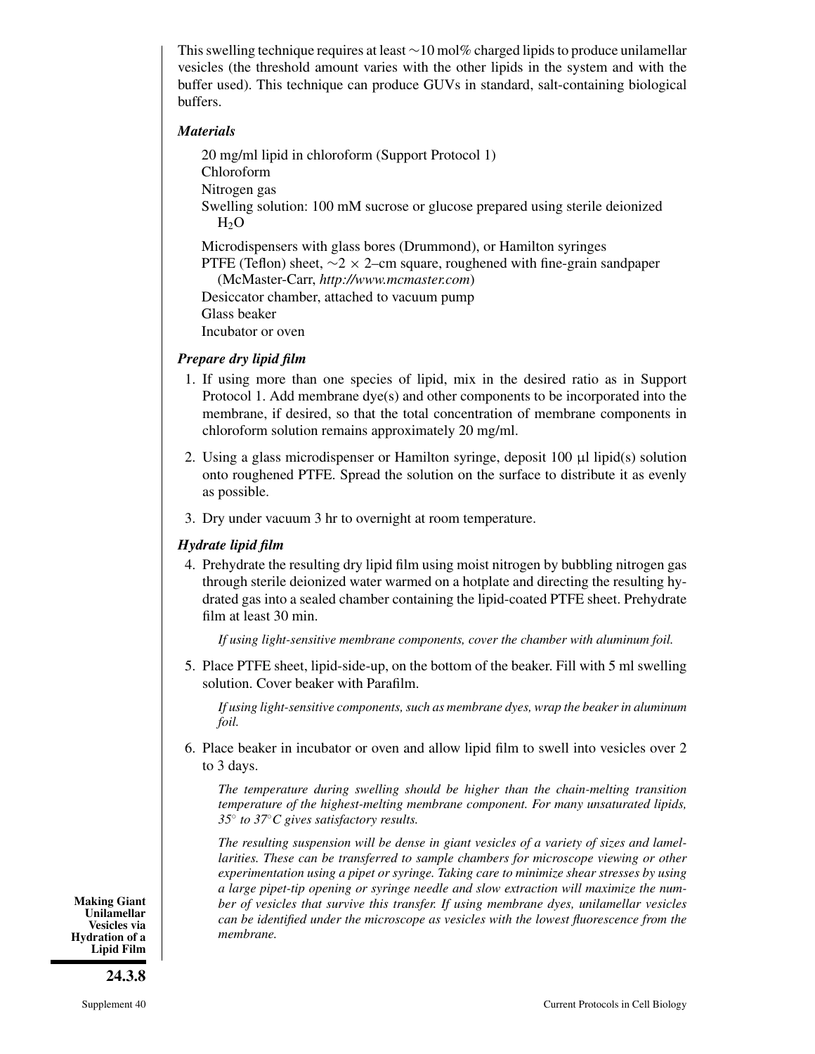This swelling technique requires at least ~10 mol% charged lipids to produce unilamellar vesicles (the threshold amount varies with the other lipids in the system and with the buffer used). This technique can produce GUVs in standard, salt-containing biological buffers.

***Materials***

20 mg/ml lipid in chloroform (Support Protocol 1)
Chloroform
Nitrogen gas
Swelling solution: 100 mM sucrose or glucose prepared using sterile deionized $H_2O$

Microdispensers with glass bores (Drummond), or Hamilton syringes
PTFE (Teflon) sheet, ~2 × 2–cm square, roughened with fine-grain sandpaper (McMaster-Carr, *http://www.mcmaster.com*)
Desiccator chamber, attached to vacuum pump
Glass beaker
Incubator or oven

***Prepare dry lipid film***

1. If using more than one species of lipid, mix in the desired ratio as in Support Protocol 1. Add membrane dye(s) and other components to be incorporated into the membrane, if desired, so that the total concentration of membrane components in chloroform solution remains approximately 20 mg/ml.

2. Using a glass microdispenser or Hamilton syringe, deposit 100 µl lipid(s) solution onto roughened PTFE. Spread the solution on the surface to distribute it as evenly as possible.

3. Dry under vacuum 3 hr to overnight at room temperature.

***Hydrate lipid film***

4. Prehydrate the resulting dry lipid film using moist nitrogen by bubbling nitrogen gas through sterile deionized water warmed on a hotplate and directing the resulting hydrated gas into a sealed chamber containing the lipid-coated PTFE sheet. Prehydrate film at least 30 min.

   *If using light-sensitive membrane components, cover the chamber with aluminum foil.*

5. Place PTFE sheet, lipid-side-up, on the bottom of the beaker. Fill with 5 ml swelling solution. Cover beaker with Parafilm.

   *If using light-sensitive components, such as membrane dyes, wrap the beaker in aluminum foil.*

6. Place beaker in incubator or oven and allow lipid film to swell into vesicles over 2 to 3 days.

   *The temperature during swelling should be higher than the chain-melting transition temperature of the highest-melting membrane component. For many unsaturated lipids, 35° to 37°C gives satisfactory results.*

   *The resulting suspension will be dense in giant vesicles of a variety of sizes and lamellarities. These can be transferred to sample chambers for microscope viewing or other experimentation using a pipet or syringe. Taking care to minimize shear stresses by using a large pipet-tip opening or syringe needle and slow extraction will maximize the number of vesicles that survive this transfer. If using membrane dyes, unilamellar vesicles can be identified under the microscope as vesicles with the lowest fluorescence from the membrane.*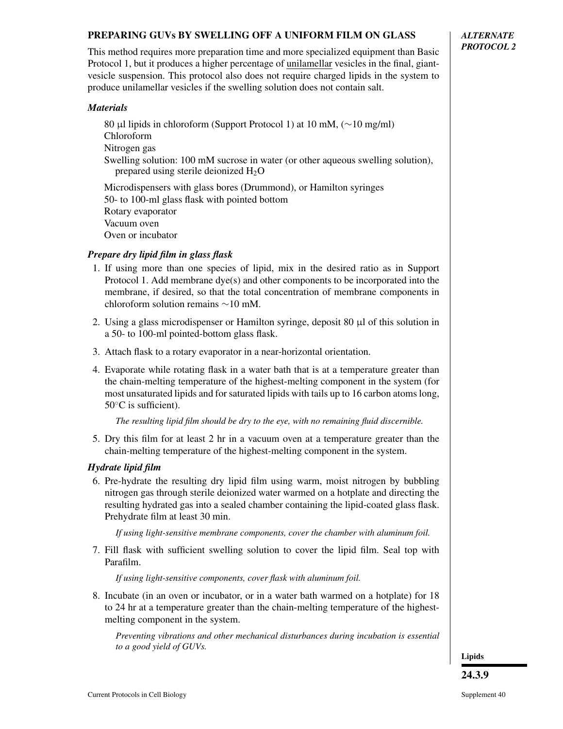## PREPARING GUVs BY SWELLING OFF A UNIFORM FILM ON GLASS

*ALTERNATE PROTOCOL 2*

This method requires more preparation time and more specialized equipment than Basic Protocol 1, but it produces a higher percentage of unilamellar vesicles in the final, giant-vesicle suspension. This protocol also does not require charged lipids in the system to produce unilamellar vesicles if the swelling solution does not contain salt.

### *Materials*

80 μl lipids in chloroform (Support Protocol 1) at 10 mM, (∼10 mg/ml)
Chloroform
Nitrogen gas
Swelling solution: 100 mM sucrose in water (or other aqueous swelling solution), prepared using sterile deionized $H_2O$

Microdispensers with glass bores (Drummond), or Hamilton syringes
50- to 100-ml glass flask with pointed bottom
Rotary evaporator
Vacuum oven
Oven or incubator

### *Prepare dry lipid film in glass flask*

1. If using more than one species of lipid, mix in the desired ratio as in Support Protocol 1. Add membrane dye(s) and other components to be incorporated into the membrane, if desired, so that the total concentration of membrane components in chloroform solution remains ∼10 mM.

2. Using a glass microdispenser or Hamilton syringe, deposit 80 μl of this solution in a 50- to 100-ml pointed-bottom glass flask.

3. Attach flask to a rotary evaporator in a near-horizontal orientation.

4. Evaporate while rotating flask in a water bath that is at a temperature greater than the chain-melting temperature of the highest-melting component in the system (for most unsaturated lipids and for saturated lipids with tails up to 16 carbon atoms long, 50°C is sufficient).

   *The resulting lipid film should be dry to the eye, with no remaining fluid discernible.*

5. Dry this film for at least 2 hr in a vacuum oven at a temperature greater than the chain-melting temperature of the highest-melting component in the system.

### *Hydrate lipid film*

6. Pre-hydrate the resulting dry lipid film using warm, moist nitrogen by bubbling nitrogen gas through sterile deionized water warmed on a hotplate and directing the resulting hydrated gas into a sealed chamber containing the lipid-coated glass flask. Prehydrate film at least 30 min.

   *If using light-sensitive membrane components, cover the chamber with aluminum foil.*

7. Fill flask with sufficient swelling solution to cover the lipid film. Seal top with Parafilm.

   *If using light-sensitive components, cover flask with aluminum foil.*

8. Incubate (in an oven or incubator, or in a water bath warmed on a hotplate) for 18 to 24 hr at a temperature greater than the chain-melting temperature of the highest-melting component in the system.

   *Preventing vibrations and other mechanical disturbances during incubation is essential to a good yield of GUVs.*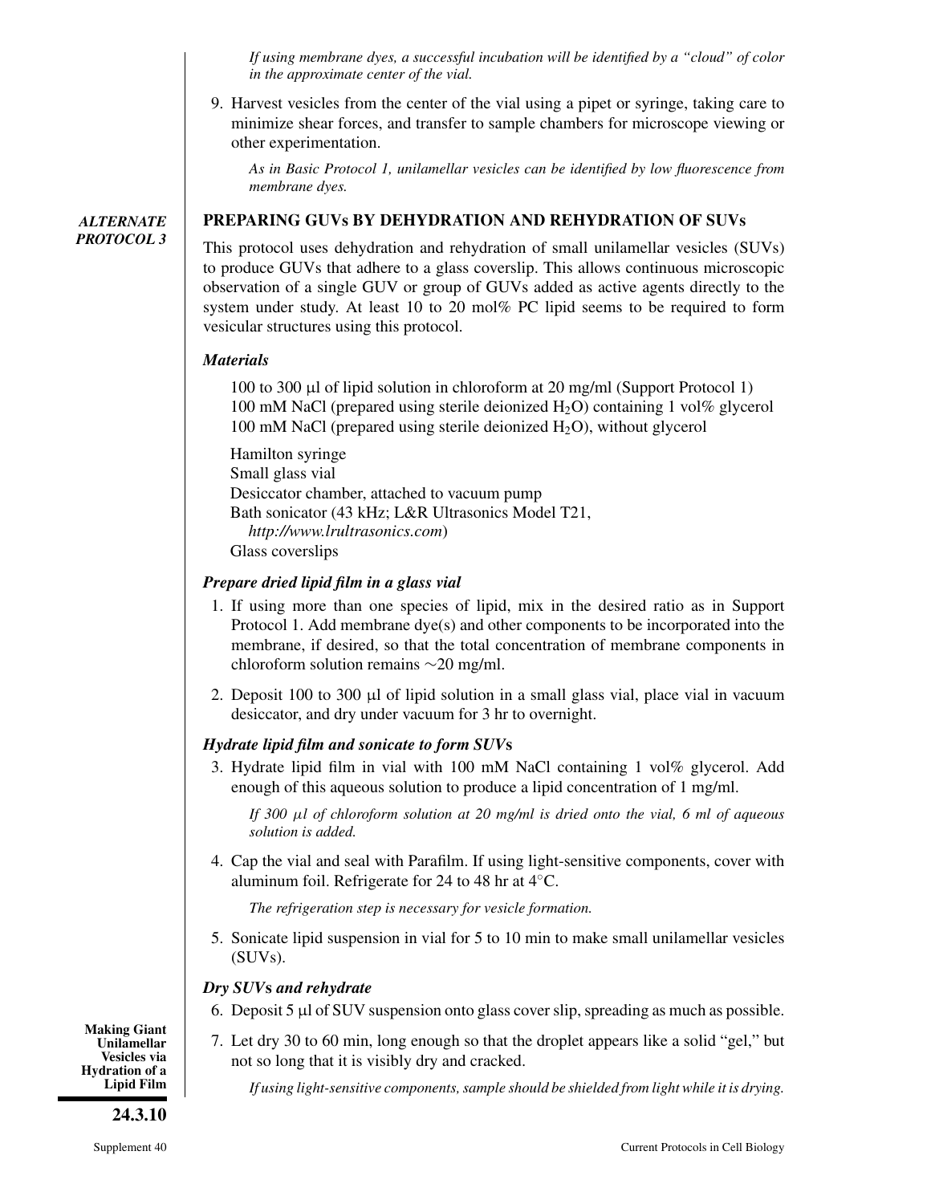*If using membrane dyes, a successful incubation will be identified by a "cloud" of color in the approximate center of the vial.*

9. Harvest vesicles from the center of the vial using a pipet or syringe, taking care to minimize shear forces, and transfer to sample chambers for microscope viewing or other experimentation.

   *As in Basic Protocol 1, unilamellar vesicles can be identified by low fluorescence from membrane dyes.*

## ALTERNATE PROTOCOL 3

## PREPARING GUVs BY DEHYDRATION AND REHYDRATION OF SUVs

This protocol uses dehydration and rehydration of small unilamellar vesicles (SUVs) to produce GUVs that adhere to a glass coverslip. This allows continuous microscopic observation of a single GUV or group of GUVs added as active agents directly to the system under study. At least 10 to 20 mol% PC lipid seems to be required to form vesicular structures using this protocol.

### *Materials*

100 to 300 μl of lipid solution in chloroform at 20 mg/ml (Support Protocol 1)
100 mM NaCl (prepared using sterile deionized $H_2O$) containing 1 vol% glycerol
100 mM NaCl (prepared using sterile deionized $H_2O$), without glycerol

Hamilton syringe
Small glass vial
Desiccator chamber, attached to vacuum pump
Bath sonicator (43 kHz; L&R Ultrasonics Model T21, *http://www.lrultrasonics.com*)
Glass coverslips

### *Prepare dried lipid film in a glass vial*

1. If using more than one species of lipid, mix in the desired ratio as in Support Protocol 1. Add membrane dye(s) and other components to be incorporated into the membrane, if desired, so that the total concentration of membrane components in chloroform solution remains ∼20 mg/ml.
2. Deposit 100 to 300 μl of lipid solution in a small glass vial, place vial in vacuum desiccator, and dry under vacuum for 3 hr to overnight.

### *Hydrate lipid film and sonicate to form SUVs*

3. Hydrate lipid film in vial with 100 mM NaCl containing 1 vol% glycerol. Add enough of this aqueous solution to produce a lipid concentration of 1 mg/ml.

   *If 300 μl of chloroform solution at 20 mg/ml is dried onto the vial, 6 ml of aqueous solution is added.*

4. Cap the vial and seal with Parafilm. If using light-sensitive components, cover with aluminum foil. Refrigerate for 24 to 48 hr at 4°C.

   *The refrigeration step is necessary for vesicle formation.*

5. Sonicate lipid suspension in vial for 5 to 10 min to make small unilamellar vesicles (SUVs).

### *Dry SUVs and rehydrate*

6. Deposit 5 μl of SUV suspension onto glass cover slip, spreading as much as possible.
7. Let dry 30 to 60 min, long enough so that the droplet appears like a solid "gel," but not so long that it is visibly dry and cracked.

   *If using light-sensitive components, sample should be shielded from light while it is drying.*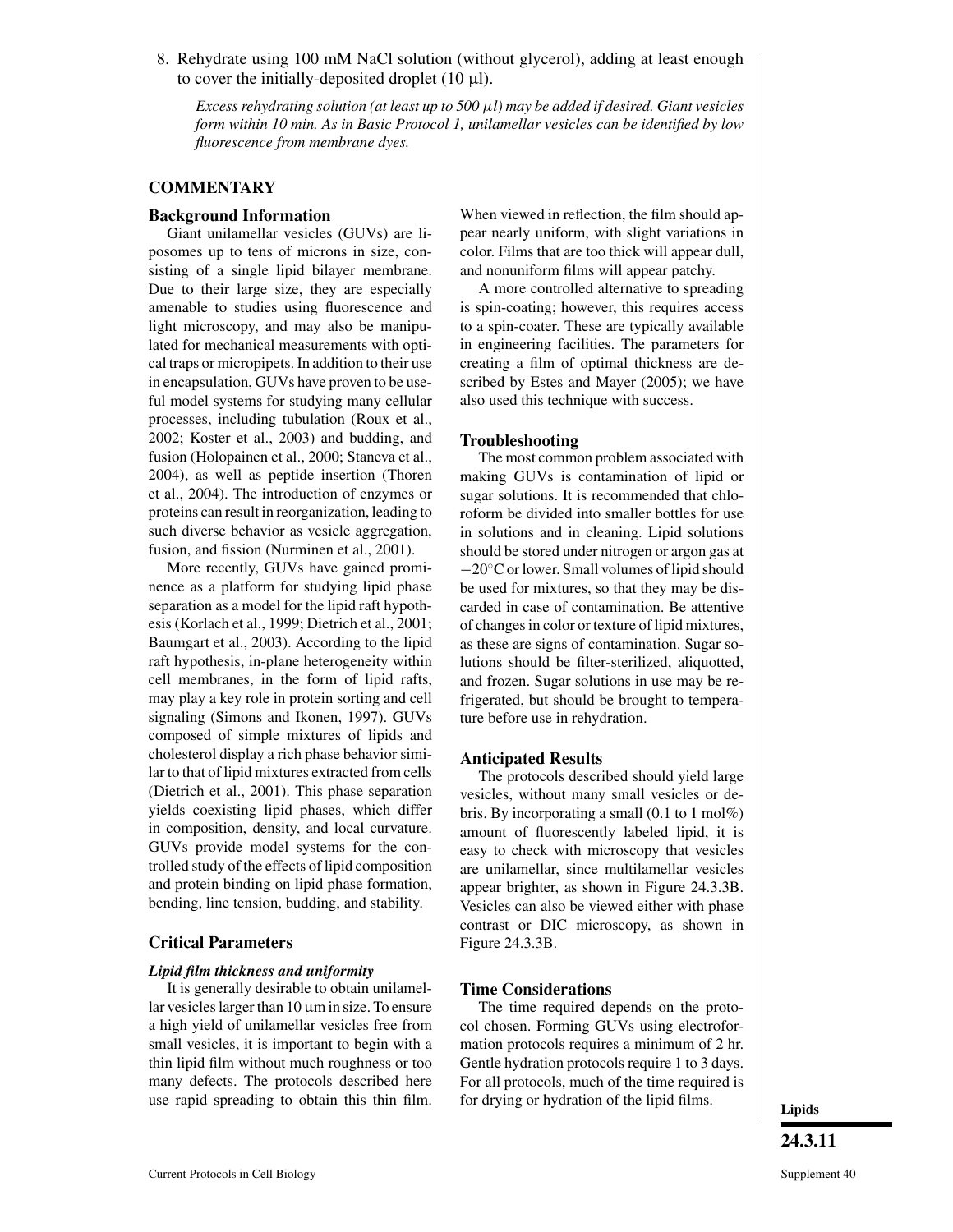8. Rehydrate using 100 mM NaCl solution (without glycerol), adding at least enough to cover the initially-deposited droplet (10 μl).

   *Excess rehydrating solution (at least up to 500 μl) may be added if desired. Giant vesicles form within 10 min. As in Basic Protocol 1, unilamellar vesicles can be identified by low fluorescence from membrane dyes.*

## COMMENTARY

### Background Information

Giant unilamellar vesicles (GUVs) are liposomes up to tens of microns in size, consisting of a single lipid bilayer membrane. Due to their large size, they are especially amenable to studies using fluorescence and light microscopy, and may also be manipulated for mechanical measurements with optical traps or micropipets. In addition to their use in encapsulation, GUVs have proven to be useful model systems for studying many cellular processes, including tubulation (Roux et al., 2002; Koster et al., 2003) and budding, and fusion (Holopainen et al., 2000; Staneva et al., 2004), as well as peptide insertion (Thoren et al., 2004). The introduction of enzymes or proteins can result in reorganization, leading to such diverse behavior as vesicle aggregation, fusion, and fission (Nurminen et al., 2001).

More recently, GUVs have gained prominence as a platform for studying lipid phase separation as a model for the lipid raft hypothesis (Korlach et al., 1999; Dietrich et al., 2001; Baumgart et al., 2003). According to the lipid raft hypothesis, in-plane heterogeneity within cell membranes, in the form of lipid rafts, may play a key role in protein sorting and cell signaling (Simons and Ikonen, 1997). GUVs composed of simple mixtures of lipids and cholesterol display a rich phase behavior similar to that of lipid mixtures extracted from cells (Dietrich et al., 2001). This phase separation yields coexisting lipid phases, which differ in composition, density, and local curvature. GUVs provide model systems for the controlled study of the effects of lipid composition and protein binding on lipid phase formation, bending, line tension, budding, and stability.

### Critical Parameters

#### *Lipid film thickness and uniformity*

It is generally desirable to obtain unilamellar vesicles larger than 10 μm in size. To ensure a high yield of unilamellar vesicles free from small vesicles, it is important to begin with a thin lipid film without much roughness or too many defects. The protocols described here use rapid spreading to obtain this thin film. When viewed in reflection, the film should appear nearly uniform, with slight variations in color. Films that are too thick will appear dull, and nonuniform films will appear patchy.

A more controlled alternative to spreading is spin-coating; however, this requires access to a spin-coater. These are typically available in engineering facilities. The parameters for creating a film of optimal thickness are described by Estes and Mayer (2005); we have also used this technique with success.

### Troubleshooting

The most common problem associated with making GUVs is contamination of lipid or sugar solutions. It is recommended that chloroform be divided into smaller bottles for use in solutions and in cleaning. Lipid solutions should be stored under nitrogen or argon gas at −20°C or lower. Small volumes of lipid should be used for mixtures, so that they may be discarded in case of contamination. Be attentive of changes in color or texture of lipid mixtures, as these are signs of contamination. Sugar solutions should be filter-sterilized, aliquotted, and frozen. Sugar solutions in use may be refrigerated, but should be brought to temperature before use in rehydration.

### Anticipated Results

The protocols described should yield large vesicles, without many small vesicles or debris. By incorporating a small (0.1 to 1 mol%) amount of fluorescently labeled lipid, it is easy to check with microscopy that vesicles are unilamellar, since multilamellar vesicles appear brighter, as shown in Figure 24.3.3B. Vesicles can also be viewed either with phase contrast or DIC microscopy, as shown in Figure 24.3.3B.

### Time Considerations

The time required depends on the protocol chosen. Forming GUVs using electroformation protocols requires a minimum of 2 hr. Gentle hydration protocols require 1 to 3 days. For all protocols, much of the time required is for drying or hydration of the lipid films.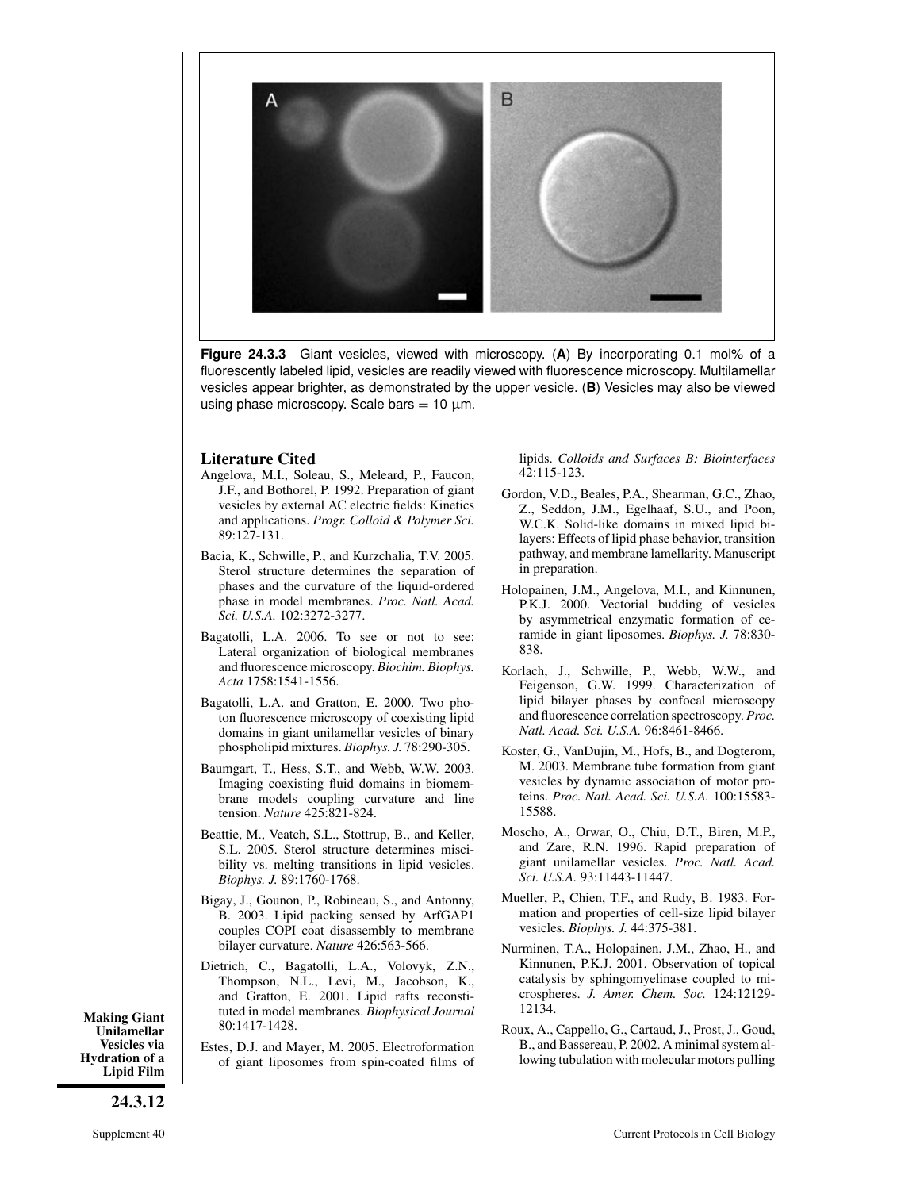**Figure 24.3.3** Giant vesicles, viewed with microscopy. (**A**) By incorporating 0.1 mol% of a fluorescently labeled lipid, vesicles are readily viewed with fluorescence microscopy. Multilamellar vesicles appear brighter, as demonstrated by the upper vesicle. (**B**) Vesicles may also be viewed using phase microscopy. Scale bars = 10 μm.

## Literature Cited

Angelova, M.I., Soleau, S., Meleard, P., Faucon, J.F., and Bothorel, P. 1992. Preparation of giant vesicles by external AC electric fields: Kinetics and applications. *Progr. Colloid & Polymer Sci.* 89:127-131.

Bacia, K., Schwille, P., and Kurzchalia, T.V. 2005. Sterol structure determines the separation of phases and the curvature of the liquid-ordered phase in model membranes. *Proc. Natl. Acad. Sci. U.S.A.* 102:3272-3277.

Bagatolli, L.A. 2006. To see or not to see: Lateral organization of biological membranes and fluorescence microscopy. *Biochim. Biophys. Acta* 1758:1541-1556.

Bagatolli, L.A. and Gratton, E. 2000. Two photon fluorescence microscopy of coexisting lipid domains in giant unilamellar vesicles of binary phospholipid mixtures. *Biophys. J.* 78:290-305.

Baumgart, T., Hess, S.T., and Webb, W.W. 2003. Imaging coexisting fluid domains in biomembrane models coupling curvature and line tension. *Nature* 425:821-824.

Beattie, M., Veatch, S.L., Stottrup, B., and Keller, S.L. 2005. Sterol structure determines miscibility vs. melting transitions in lipid vesicles. *Biophys. J.* 89:1760-1768.

Bigay, J., Gounon, P., Robineau, S., and Antonny, B. 2003. Lipid packing sensed by ArfGAP1 couples COPI coat disassembly to membrane bilayer curvature. *Nature* 426:563-566.

Dietrich, C., Bagatolli, L.A., Volovyk, Z.N., Thompson, N.L., Levi, M., Jacobson, K., and Gratton, E. 2001. Lipid rafts reconstituted in model membranes. *Biophysical Journal* 80:1417-1428.

Estes, D.J. and Mayer, M. 2005. Electroformation of giant liposomes from spin-coated films of lipids. *Colloids and Surfaces B: Biointerfaces* 42:115-123.

Gordon, V.D., Beales, P.A., Shearman, G.C., Zhao, Z., Seddon, J.M., Egelhaaf, S.U., and Poon, W.C.K. Solid-like domains in mixed lipid bilayers: Effects of lipid phase behavior, transition pathway, and membrane lamellarity. Manuscript in preparation.

Holopainen, J.M., Angelova, M.I., and Kinnunen, P.K.J. 2000. Vectorial budding of vesicles by asymmetrical enzymatic formation of ceramide in giant liposomes. *Biophys. J.* 78:830-838.

Korlach, J., Schwille, P., Webb, W.W., and Feigenson, G.W. 1999. Characterization of lipid bilayer phases by confocal microscopy and fluorescence correlation spectroscopy. *Proc. Natl. Acad. Sci. U.S.A.* 96:8461-8466.

Koster, G., VanDujin, M., Hofs, B., and Dogterom, M. 2003. Membrane tube formation from giant vesicles by dynamic association of motor proteins. *Proc. Natl. Acad. Sci. U.S.A.* 100:15583-15588.

Moscho, A., Orwar, O., Chiu, D.T., Biren, M.P., and Zare, R.N. 1996. Rapid preparation of giant unilamellar vesicles. *Proc. Natl. Acad. Sci. U.S.A.* 93:11443-11447.

Mueller, P., Chien, T.F., and Rudy, B. 1983. Formation and properties of cell-size lipid bilayer vesicles. *Biophys. J.* 44:375-381.

Nurminen, T.A., Holopainen, J.M., Zhao, H., and Kinnunen, P.K.J. 2001. Observation of topical catalysis by sphingomyelinase coupled to microspheres. *J. Amer. Chem. Soc.* 124:12129-12134.

Roux, A., Cappello, G., Cartaud, J., Prost, J., Goud, B., and Bassereau, P. 2002. A minimal system allowing tubulation with molecular motors pulling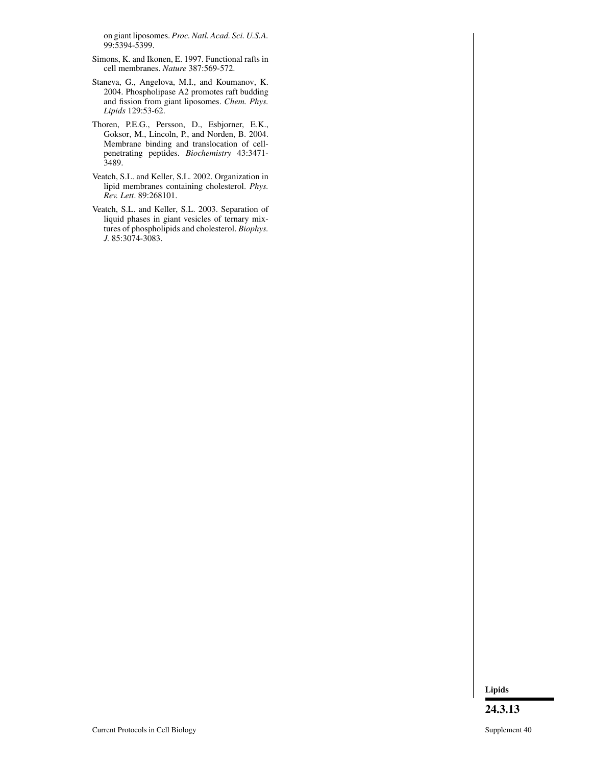on giant liposomes. *Proc. Natl. Acad. Sci. U.S.A.* 99:5394-5399.

Simons, K. and Ikonen, E. 1997. Functional rafts in cell membranes. *Nature* 387:569-572.

Staneva, G., Angelova, M.I., and Koumanov, K. 2004. Phospholipase A2 promotes raft budding and fission from giant liposomes. *Chem. Phys. Lipids* 129:53-62.

Thoren, P.E.G., Persson, D., Esbjorner, E.K., Goksor, M., Lincoln, P., and Norden, B. 2004. Membrane binding and translocation of cell-penetrating peptides. *Biochemistry* 43:3471-3489.

Veatch, S.L. and Keller, S.L. 2002. Organization in lipid membranes containing cholesterol. *Phys. Rev. Lett*. 89:268101.

Veatch, S.L. and Keller, S.L. 2003. Separation of liquid phases in giant vesicles of ternary mixtures of phospholipids and cholesterol. *Biophys. J.* 85:3074-3083.